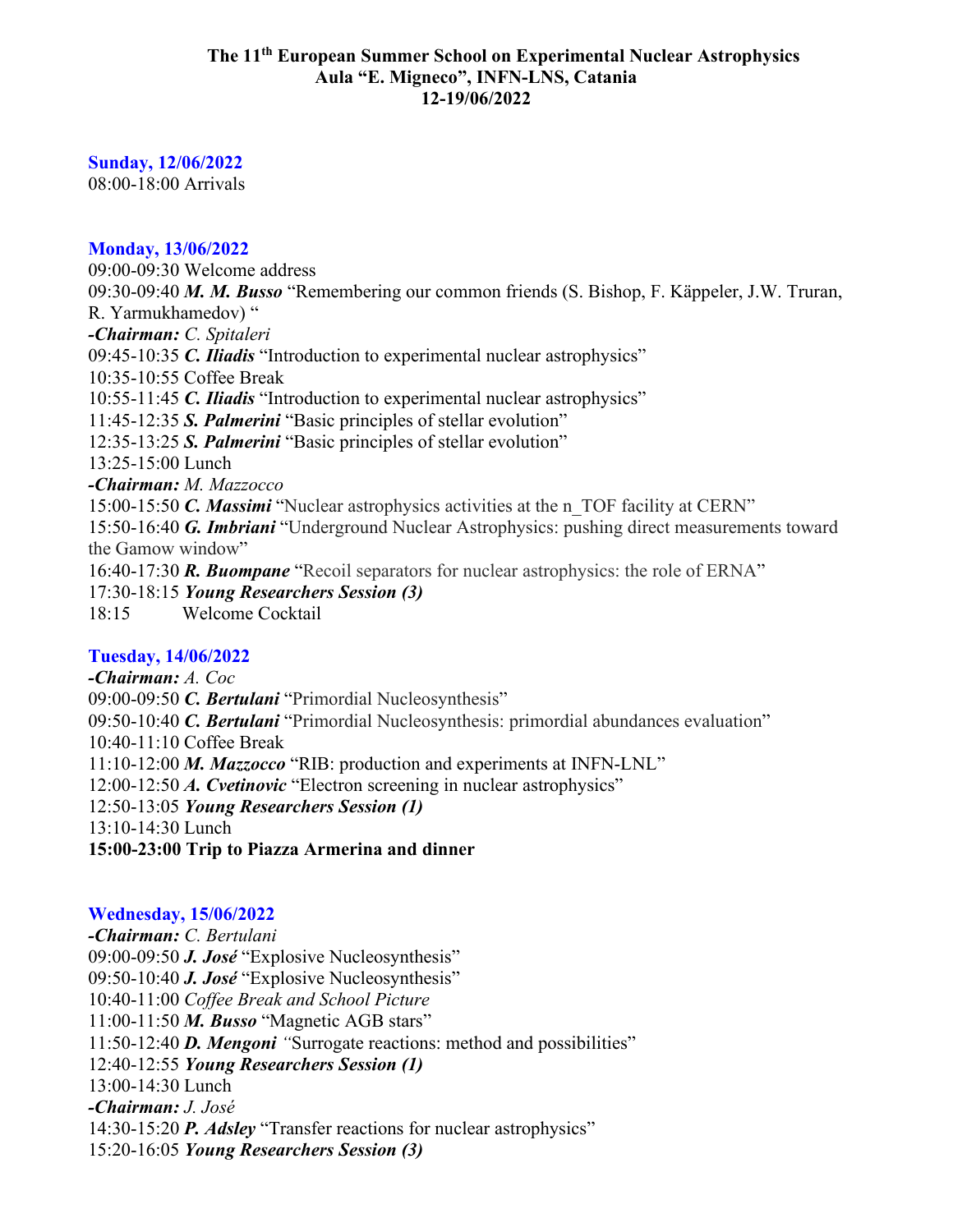**The 11th European Summer School on Experimental Nuclear Astrophysics**
**Aula "E. Migneco", INFN-LNS, Catania**
**12-19/06/2022**

**Sunday, 12/06/2022**
08:00-18:00 Arrivals

**Monday, 13/06/2022**
09:00-09:30 Welcome address
09:30-09:40 ***M. M. Busso*** "Remembering our common friends (S. Bishop, F. Käppeler, J.W. Truran, R. Yarmukhamedov) "
***-Chairman:*** *C. Spitaleri*
09:45-10:35 ***C. Iliadis*** "Introduction to experimental nuclear astrophysics"
10:35-10:55 Coffee Break
10:55-11:45 ***C. Iliadis*** "Introduction to experimental nuclear astrophysics"
11:45-12:35 ***S. Palmerini*** "Basic principles of stellar evolution"
12:35-13:25 ***S. Palmerini*** "Basic principles of stellar evolution"
13:25-15:00 Lunch
***-Chairman:*** *M. Mazzocco*
15:00-15:50 ***C. Massimi*** "Nuclear astrophysics activities at the n_TOF facility at CERN"
15:50-16:40 ***G. Imbriani*** "Underground Nuclear Astrophysics: pushing direct measurements toward the Gamow window"
16:40-17:30 ***R. Buompane*** "Recoil separators for nuclear astrophysics: the role of ERNA"
17:30-18:15 ***Young Researchers Session (3)***
18:15 Welcome Cocktail

**Tuesday, 14/06/2022**
***-Chairman:*** *A. Coc*
09:00-09:50 ***C. Bertulani*** "Primordial Nucleosynthesis"
09:50-10:40 ***C. Bertulani*** "Primordial Nucleosynthesis: primordial abundances evaluation"
10:40-11:10 Coffee Break
11:10-12:00 ***M. Mazzocco*** "RIB: production and experiments at INFN-LNL"
12:00-12:50 ***A. Cvetinovic*** "Electron screening in nuclear astrophysics"
12:50-13:05 ***Young Researchers Session (1)***
13:10-14:30 Lunch
**15:00-23:00 Trip to Piazza Armerina and dinner**

**Wednesday, 15/06/2022**
***-Chairman:*** *C. Bertulani*
09:00-09:50 ***J. José*** "Explosive Nucleosynthesis"
09:50-10:40 ***J. José*** "Explosive Nucleosynthesis"
10:40-11:00 *Coffee Break and School Picture*
11:00-11:50 ***M. Busso*** "Magnetic AGB stars"
11:50-12:40 ***D. Mengoni*** "Surrogate reactions: method and possibilities"
12:40-12:55 ***Young Researchers Session (1)***
13:00-14:30 Lunch
***-Chairman:*** *J. José*
14:30-15:20 ***P. Adsley*** "Transfer reactions for nuclear astrophysics"
15:20-16:05 ***Young Researchers Session (3)***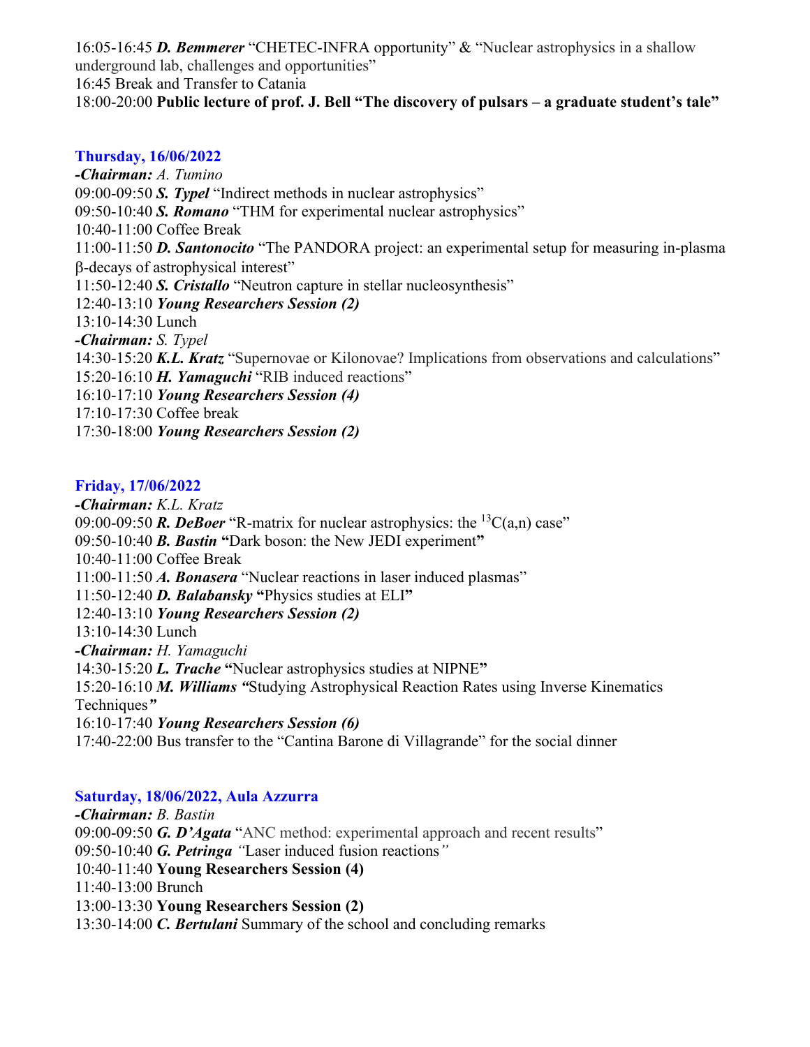16:05-16:45 ***D. Bemmerer*** "CHETEC-INFRA opportunity" & "Nuclear astrophysics in a shallow underground lab, challenges and opportunities"
16:45 Break and Transfer to Catania
18:00-20:00 **Public lecture of prof. J. Bell "The discovery of pulsars – a graduate student's tale"**

## Thursday, 16/06/2022

***-Chairman:*** *A. Tumino*
09:00-09:50 ***S. Typel*** "Indirect methods in nuclear astrophysics"
09:50-10:40 ***S. Romano*** "THM for experimental nuclear astrophysics"
10:40-11:00 Coffee Break
11:00-11:50 ***D. Santonocito*** "The PANDORA project: an experimental setup for measuring in-plasma β-decays of astrophysical interest"
11:50-12:40 ***S. Cristallo*** "Neutron capture in stellar nucleosynthesis"
12:40-13:10 ***Young Researchers Session (2)***
13:10-14:30 Lunch
***-Chairman:*** *S. Typel*
14:30-15:20 ***K.L. Kratz*** "Supernovae or Kilonovae? Implications from observations and calculations"
15:20-16:10 ***H. Yamaguchi*** "RIB induced reactions"
16:10-17:10 ***Young Researchers Session (4)***
17:10-17:30 Coffee break
17:30-18:00 ***Young Researchers Session (2)***

## Friday, 17/06/2022

***-Chairman:*** *K.L. Kratz*
09:00-09:50 ***R. DeBoer*** "R-matrix for nuclear astrophysics: the $^{13}C(a,n)$ case"
09:50-10:40 ***B. Bastin*** **"**Dark boson: the New JEDI experiment**"**
10:40-11:00 Coffee Break
11:00-11:50 ***A. Bonasera*** "Nuclear reactions in laser induced plasmas"
11:50-12:40 ***D. Balabansky*** **"**Physics studies at ELI**"**
12:40-13:10 ***Young Researchers Session (2)***
13:10-14:30 Lunch
***-Chairman:*** *H. Yamaguchi*
14:30-15:20 ***L. Trache*** **"**Nuclear astrophysics studies at NIPNE**"**
15:20-16:10 ***M. Williams "***Studying Astrophysical Reaction Rates using Inverse Kinematics Techniques***"***
16:10-17:40 ***Young Researchers Session (6)***
17:40-22:00 Bus transfer to the "Cantina Barone di Villagrande" for the social dinner

## Saturday, 18/06/2022, Aula Azzurra

***-Chairman:*** *B. Bastin*
09:00-09:50 ***G. D'Agata*** "ANC method: experimental approach and recent results"
09:50-10:40 ***G. Petringa*** *"*Laser induced fusion reactions*"*
10:40-11:40 **Young Researchers Session (4)**
11:40-13:00 Brunch
13:00-13:30 **Young Researchers Session (2)**
13:30-14:00 ***C. Bertulani*** Summary of the school and concluding remarks